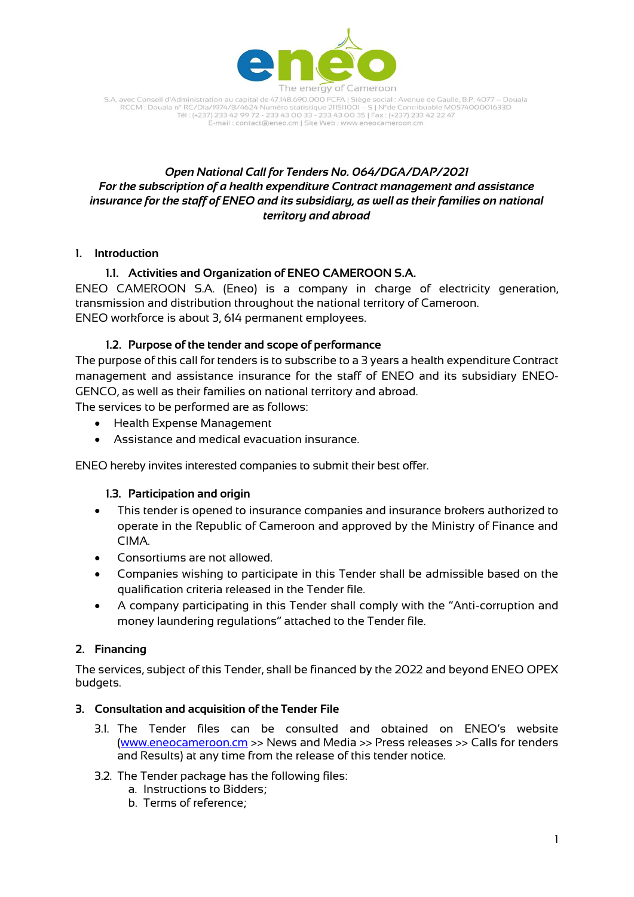S.A. avec Conseil d'Administration au capital de 47.148.690.000 FCFA | Siège social : Avenue de Gaulle, B.P. 4077 – Douala
RCCM : Douala n° RC/Dla/1974/B/4624 Numéro statistique 211511001 – S | N°de Contribuable M057400001633D
Tél : (+237) 233 42 99 72 - 233 43 00 33 - 233 43 00 35 | Fax : (+237) 233 42 22 47
E-mail : contact@eneo.cm | Site Web : www.eneocameroon.cm

***Open National Call for Tenders No. 064/DGA/DAP/2021***
***For the subscription of a health expenditure Contract management and assistance insurance for the staff of ENEO and its subsidiary, as well as their families on national territory and abroad***

## 1. Introduction

### 1.1. Activities and Organization of ENEO CAMEROON S.A.

ENEO CAMEROON S.A. (Eneo) is a company in charge of electricity generation, transmission and distribution throughout the national territory of Cameroon.
ENEO workforce is about 3, 614 permanent employees.

### 1.2. Purpose of the tender and scope of performance

The purpose of this call for tenders is to subscribe to a 3 years a health expenditure Contract management and assistance insurance for the staff of ENEO and its subsidiary ENEO-GENCO, as well as their families on national territory and abroad.
The services to be performed are as follows:

- Health Expense Management
- Assistance and medical evacuation insurance.

ENEO hereby invites interested companies to submit their best offer.

### 1.3. Participation and origin

- This tender is opened to insurance companies and insurance brokers authorized to operate in the Republic of Cameroon and approved by the Ministry of Finance and CIMA.
- Consortiums are not allowed.
- Companies wishing to participate in this Tender shall be admissible based on the qualification criteria released in the Tender file.
- A company participating in this Tender shall comply with the "Anti-corruption and money laundering regulations" attached to the Tender file.

## 2. Financing

The services, subject of this Tender, shall be financed by the 2022 and beyond ENEO OPEX budgets.

## 3. Consultation and acquisition of the Tender File

3.1. The Tender files can be consulted and obtained on ENEO's website (www.eneocameroon.cm >> News and Media >> Press releases >> Calls for tenders and Results) at any time from the release of this tender notice.

3.2. The Tender package has the following files:

a. Instructions to Bidders;
b. Terms of reference;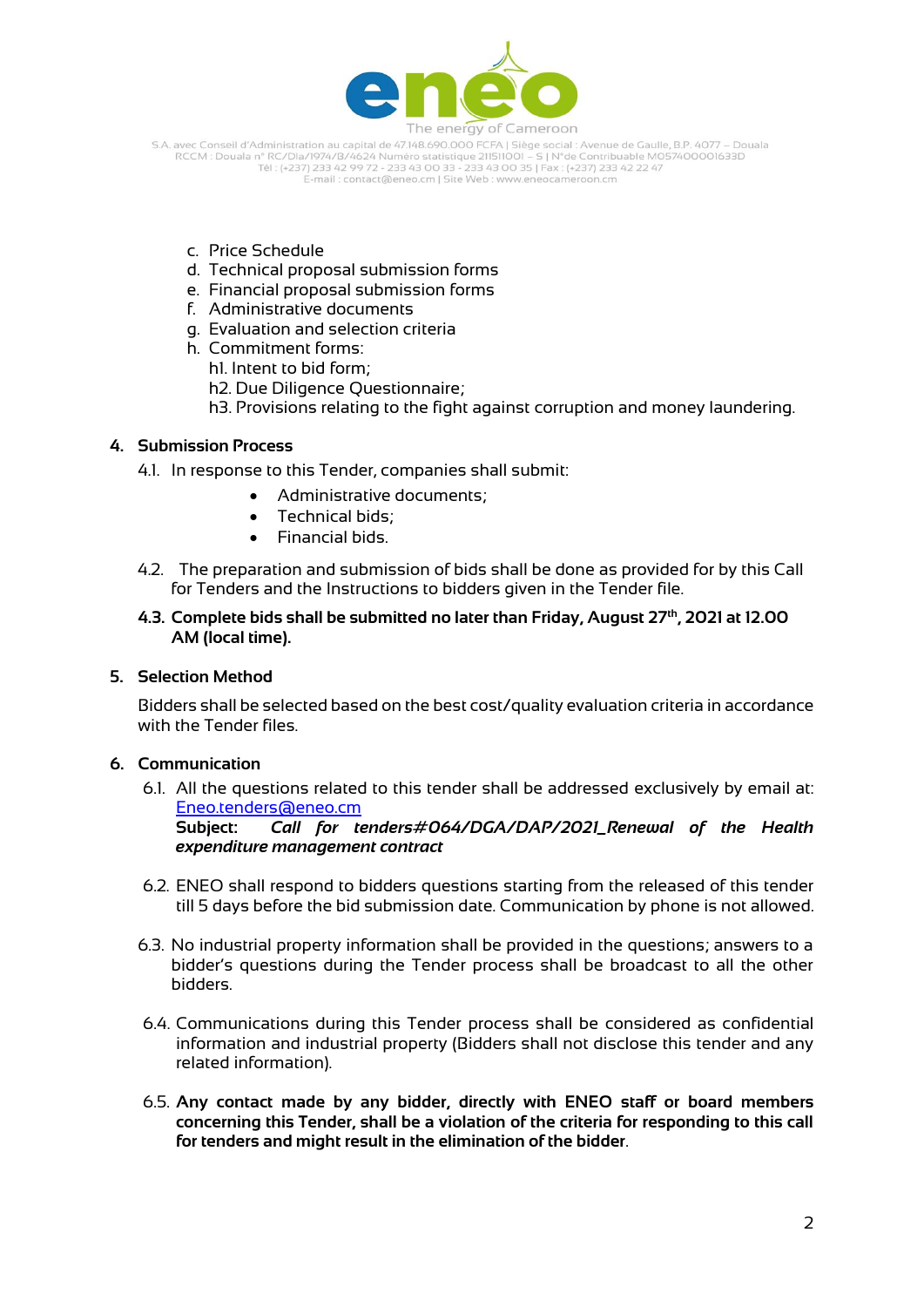c. Price Schedule
d. Technical proposal submission forms
e. Financial proposal submission forms
f. Administrative documents
g. Evaluation and selection criteria
h. Commitment forms:
   h1. Intent to bid form;
   h2. Due Diligence Questionnaire;
   h3. Provisions relating to the fight against corruption and money laundering.

## 4. Submission Process

4.1. In response to this Tender, companies shall submit:

- Administrative documents;
- Technical bids;
- Financial bids.

4.2. The preparation and submission of bids shall be done as provided for by this Call for Tenders and the Instructions to bidders given in the Tender file.

**4.3. Complete bids shall be submitted no later than Friday, August 27th, 2021 at 12.00 AM (local time).**

## 5. Selection Method

Bidders shall be selected based on the best cost/quality evaluation criteria in accordance with the Tender files.

## 6. Communication

6.1. All the questions related to this tender shall be addressed exclusively by email at: Eneo.tenders@eneo.cm
**Subject:** ***Call for tenders#064/DGA/DAP/2021_Renewal of the Health expenditure management contract***

6.2. ENEO shall respond to bidders questions starting from the released of this tender till 5 days before the bid submission date. Communication by phone is not allowed.

6.3. No industrial property information shall be provided in the questions; answers to a bidder's questions during the Tender process shall be broadcast to all the other bidders.

6.4. Communications during this Tender process shall be considered as confidential information and industrial property (Bidders shall not disclose this tender and any related information).

6.5. **Any contact made by any bidder, directly with ENEO staff or board members concerning this Tender, shall be a violation of the criteria for responding to this call for tenders and might result in the elimination of the bidder**.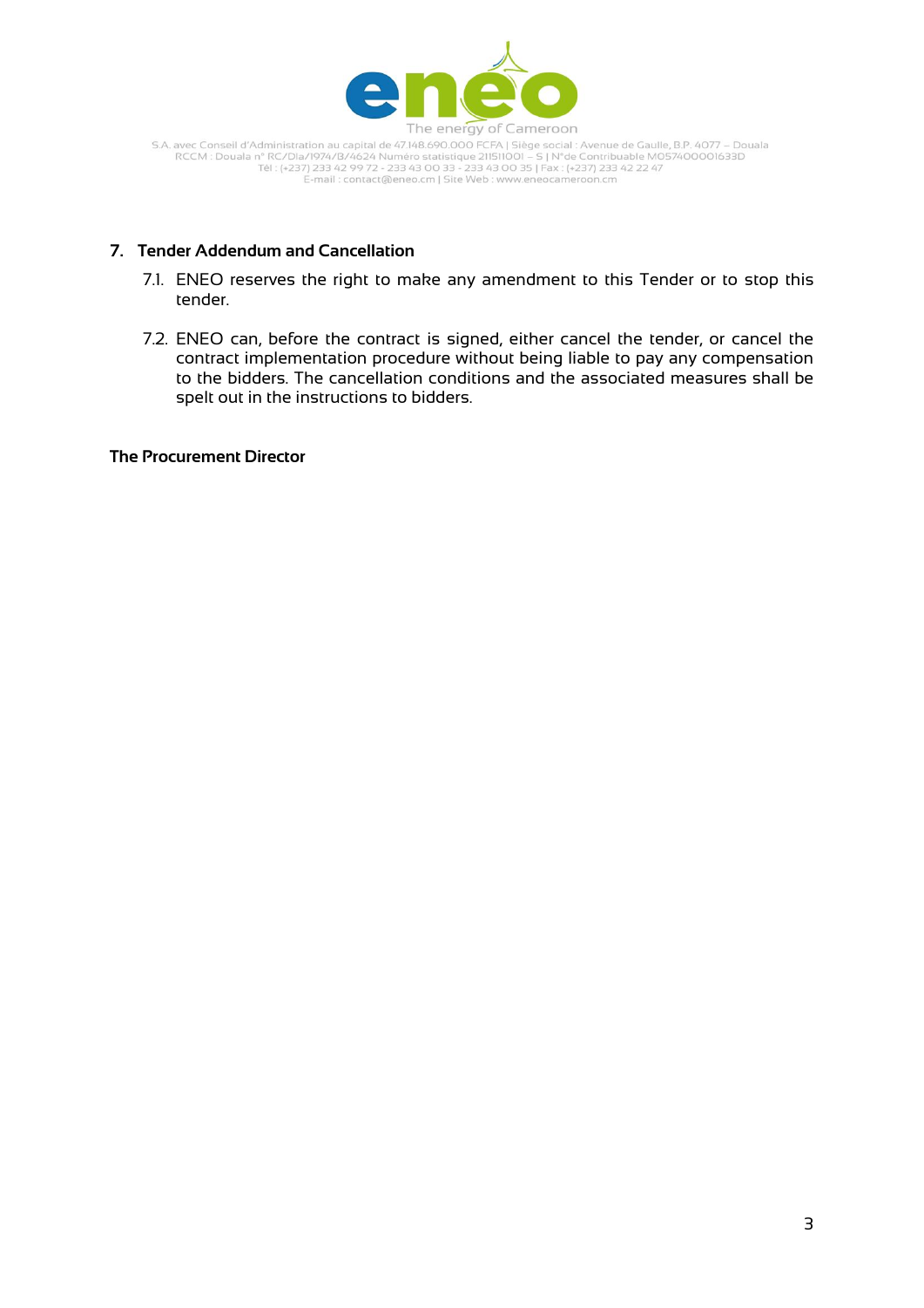## 7. Tender Addendum and Cancellation

7.1. ENEO reserves the right to make any amendment to this Tender or to stop this tender.

7.2. ENEO can, before the contract is signed, either cancel the tender, or cancel the contract implementation procedure without being liable to pay any compensation to the bidders. The cancellation conditions and the associated measures shall be spelt out in the instructions to bidders.

**The Procurement Director**